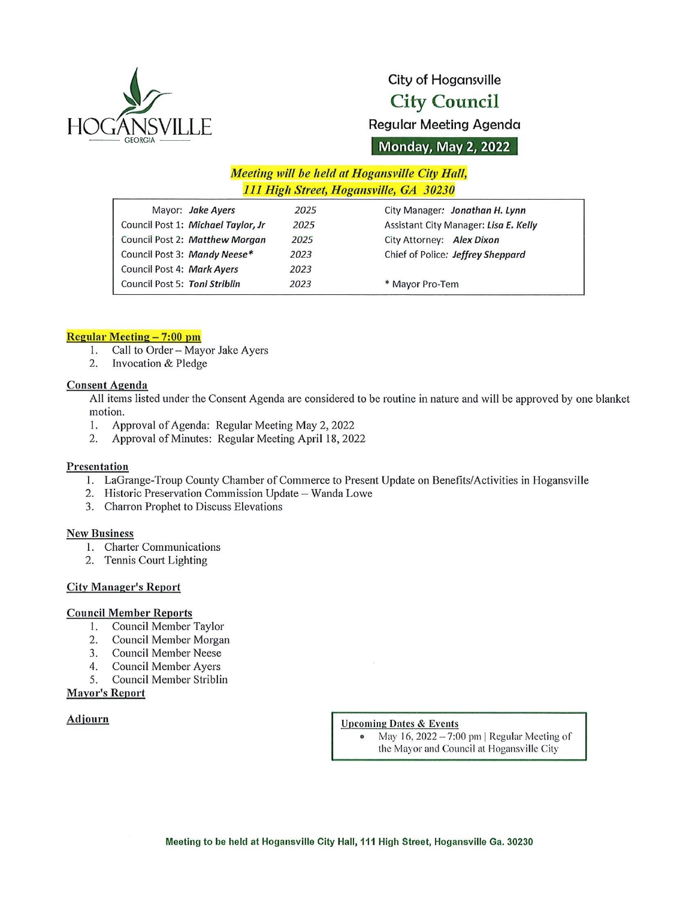HOGANSVILLE
GEORGIA

# City of Hogansville
## City Council
### Regular Meeting Agenda
**Monday, May 2, 2022**

***Meeting will be held at Hogansville City Hall, 111 High Street, Hogansville, GA 30230***

| | | |
|---|---|---|
| Mayor: ***Jake Ayers*** | *2025* | City Manager: ***Jonathan H. Lynn*** |
| Council Post 1: ***Michael Taylor, Jr*** | *2025* | Assistant City Manager: ***Lisa E. Kelly*** |
| Council Post 2: ***Matthew Morgan*** | *2025* | City Attorney: ***Alex Dixon*** |
| Council Post 3: ***Mandy Neese**** | *2023* | Chief of Police: ***Jeffrey Sheppard*** |
| Council Post 4: ***Mark Ayers*** | *2023* | |
| Council Post 5: ***Toni Striblin*** | *2023* | * Mayor Pro-Tem |

**Regular Meeting – 7:00 pm**

1. Call to Order – Mayor Jake Ayers
2. Invocation & Pledge

**Consent Agenda**

All items listed under the Consent Agenda are considered to be routine in nature and will be approved by one blanket motion.

1. Approval of Agenda: Regular Meeting May 2, 2022
2. Approval of Minutes: Regular Meeting April 18, 2022

**Presentation**

1. LaGrange-Troup County Chamber of Commerce to Present Update on Benefits/Activities in Hogansville
2. Historic Preservation Commission Update – Wanda Lowe
3. Charron Prophet to Discuss Elevations

**New Business**

1. Charter Communications
2. Tennis Court Lighting

**City Manager's Report**

**Council Member Reports**

1. Council Member Taylor
2. Council Member Morgan
3. Council Member Neese
4. Council Member Ayers
5. Council Member Striblin

**Mayor's Report**

**Adjourn**

**Upcoming Dates & Events**

- May 16, 2022 – 7:00 pm | Regular Meeting of the Mayor and Council at Hogansville City

**Meeting to be held at Hogansville City Hall, 111 High Street, Hogansville Ga. 30230**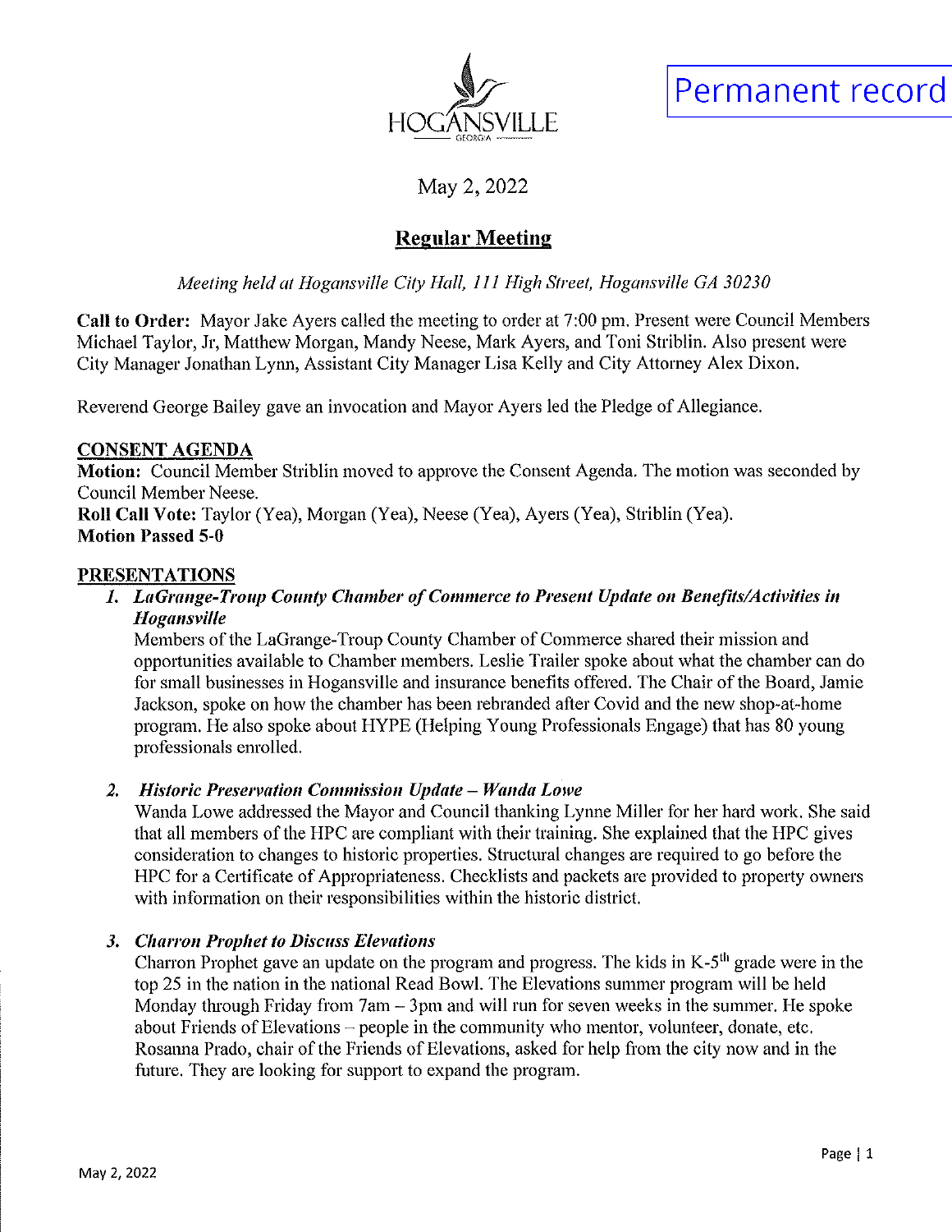Permanent record

HOGANSVILLE
GEORGIA

May 2, 2022

## Regular Meeting

*Meeting held at Hogansville City Hall, 111 High Street, Hogansville GA 30230*

**Call to Order:** Mayor Jake Ayers called the meeting to order at 7:00 pm. Present were Council Members Michael Taylor, Jr, Matthew Morgan, Mandy Neese, Mark Ayers, and Toni Striblin. Also present were City Manager Jonathan Lynn, Assistant City Manager Lisa Kelly and City Attorney Alex Dixon.

Reverend George Bailey gave an invocation and Mayor Ayers led the Pledge of Allegiance.

### CONSENT AGENDA

**Motion:** Council Member Striblin moved to approve the Consent Agenda. The motion was seconded by Council Member Neese.
**Roll Call Vote:** Taylor (Yea), Morgan (Yea), Neese (Yea), Ayers (Yea), Striblin (Yea).
**Motion Passed 5-0**

### PRESENTATIONS

1. ***LaGrange-Troup County Chamber of Commerce to Present Update on Benefits/Activities in Hogansville***
   Members of the LaGrange-Troup County Chamber of Commerce shared their mission and opportunities available to Chamber members. Leslie Trailer spoke about what the chamber can do for small businesses in Hogansville and insurance benefits offered. The Chair of the Board, Jamie Jackson, spoke on how the chamber has been rebranded after Covid and the new shop-at-home program. He also spoke about HYPE (Helping Young Professionals Engage) that has 80 young professionals enrolled.

2. ***Historic Preservation Commission Update – Wanda Lowe***
   Wanda Lowe addressed the Mayor and Council thanking Lynne Miller for her hard work. She said that all members of the HPC are compliant with their training. She explained that the HPC gives consideration to changes to historic properties. Structural changes are required to go before the HPC for a Certificate of Appropriateness. Checklists and packets are provided to property owners with information on their responsibilities within the historic district.

3. ***Charron Prophet to Discuss Elevations***
   Charron Prophet gave an update on the program and progress. The kids in K-5th grade were in the top 25 in the nation in the national Read Bowl. The Elevations summer program will be held Monday through Friday from 7am – 3pm and will run for seven weeks in the summer. He spoke about Friends of Elevations – people in the community who mentor, volunteer, donate, etc. Rosanna Prado, chair of the Friends of Elevations, asked for help from the city now and in the future. They are looking for support to expand the program.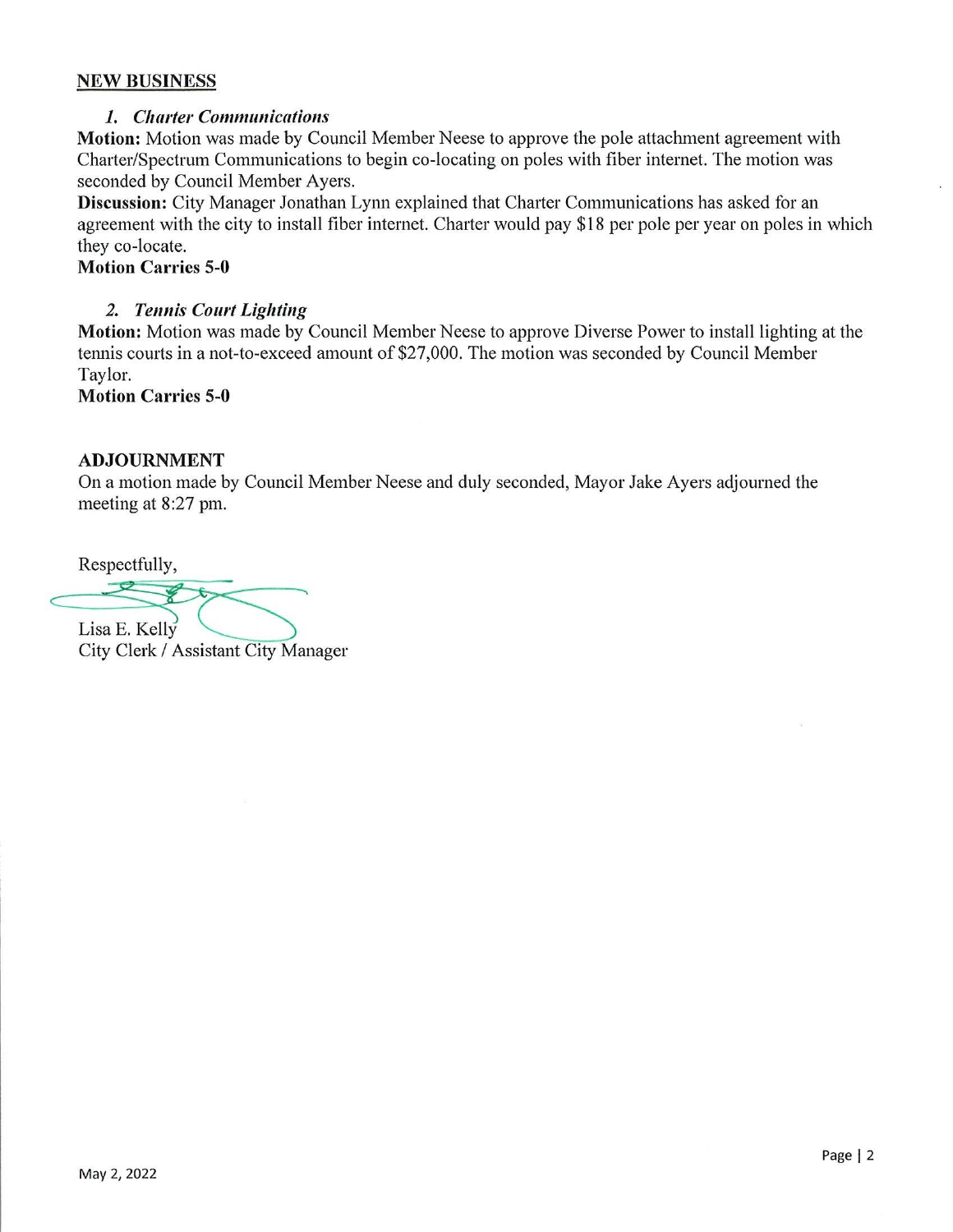## NEW BUSINESS

### *1. Charter Communications*

**Motion:** Motion was made by Council Member Neese to approve the pole attachment agreement with Charter/Spectrum Communications to begin co-locating on poles with fiber internet. The motion was seconded by Council Member Ayers.

**Discussion:** City Manager Jonathan Lynn explained that Charter Communications has asked for an agreement with the city to install fiber internet. Charter would pay $18 per pole per year on poles in which they co-locate.

**Motion Carries 5-0**

### *2. Tennis Court Lighting*

**Motion:** Motion was made by Council Member Neese to approve Diverse Power to install lighting at the tennis courts in a not-to-exceed amount of $27,000. The motion was seconded by Council Member Taylor.

**Motion Carries 5-0**

## ADJOURNMENT

On a motion made by Council Member Neese and duly seconded, Mayor Jake Ayers adjourned the meeting at 8:27 pm.

Respectfully,

Lisa E. Kelly
City Clerk / Assistant City Manager

May 2, 2022